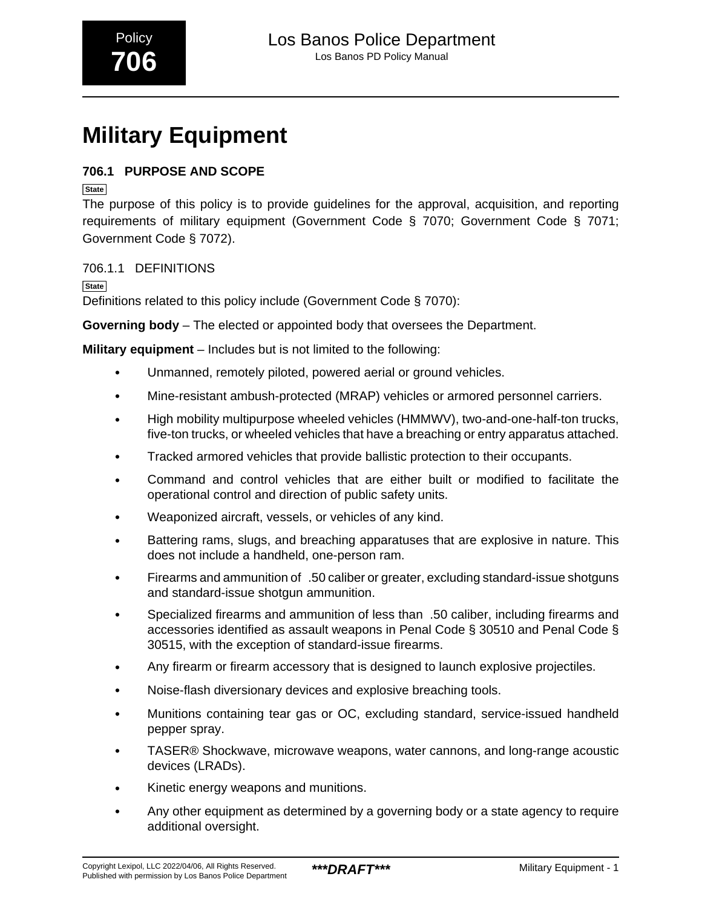Policy **706**

# Los Banos Police Department

Los Banos PD Policy Manual

# Military Equipment

## 706.1 PURPOSE AND SCOPE

State

The purpose of this policy is to provide guidelines for the approval, acquisition, and reporting requirements of military equipment (Government Code § 7070; Government Code § 7071; Government Code § 7072).

### 706.1.1 DEFINITIONS

State

Definitions related to this policy include (Government Code § 7070):

**Governing body** – The elected or appointed body that oversees the Department.

**Military equipment** – Includes but is not limited to the following:

- Unmanned, remotely piloted, powered aerial or ground vehicles.
- Mine-resistant ambush-protected (MRAP) vehicles or armored personnel carriers.
- High mobility multipurpose wheeled vehicles (HMMWV), two-and-one-half-ton trucks, five-ton trucks, or wheeled vehicles that have a breaching or entry apparatus attached.
- Tracked armored vehicles that provide ballistic protection to their occupants.
- Command and control vehicles that are either built or modified to facilitate the operational control and direction of public safety units.
- Weaponized aircraft, vessels, or vehicles of any kind.
- Battering rams, slugs, and breaching apparatuses that are explosive in nature. This does not include a handheld, one-person ram.
- Firearms and ammunition of .50 caliber or greater, excluding standard-issue shotguns and standard-issue shotgun ammunition.
- Specialized firearms and ammunition of less than .50 caliber, including firearms and accessories identified as assault weapons in Penal Code § 30510 and Penal Code § 30515, with the exception of standard-issue firearms.
- Any firearm or firearm accessory that is designed to launch explosive projectiles.
- Noise-flash diversionary devices and explosive breaching tools.
- Munitions containing tear gas or OC, excluding standard, service-issued handheld pepper spray.
- TASER® Shockwave, microwave weapons, water cannons, and long-range acoustic devices (LRADs).
- Kinetic energy weapons and munitions.
- Any other equipment as determined by a governing body or a state agency to require additional oversight.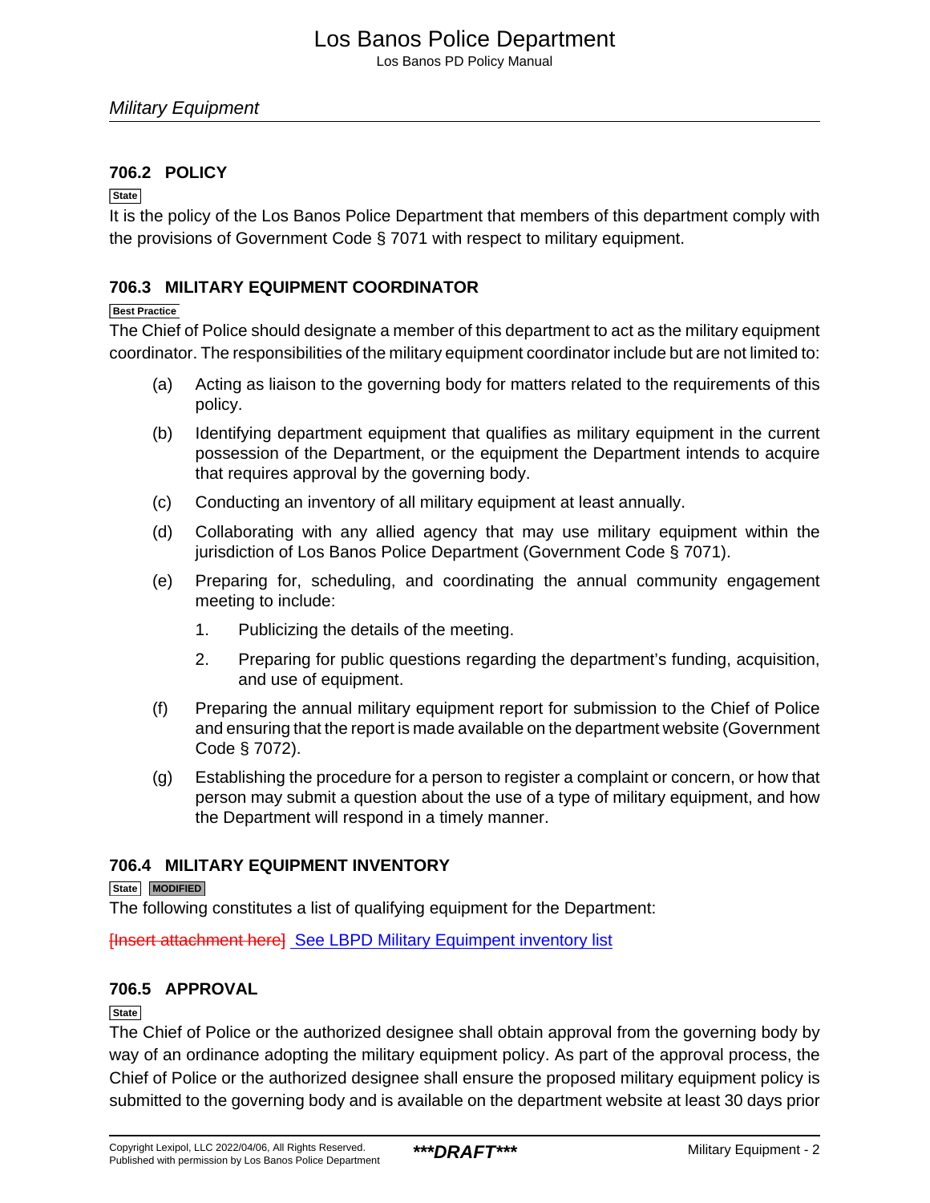### 706.2 POLICY

State

It is the policy of the Los Banos Police Department that members of this department comply with the provisions of Government Code § 7071 with respect to military equipment.

### 706.3 MILITARY EQUIPMENT COORDINATOR

Best Practice

The Chief of Police should designate a member of this department to act as the military equipment coordinator. The responsibilities of the military equipment coordinator include but are not limited to:

(a) Acting as liaison to the governing body for matters related to the requirements of this policy.

(b) Identifying department equipment that qualifies as military equipment in the current possession of the Department, or the equipment the Department intends to acquire that requires approval by the governing body.

(c) Conducting an inventory of all military equipment at least annually.

(d) Collaborating with any allied agency that may use military equipment within the jurisdiction of Los Banos Police Department (Government Code § 7071).

(e) Preparing for, scheduling, and coordinating the annual community engagement meeting to include:

1. Publicizing the details of the meeting.

2. Preparing for public questions regarding the department's funding, acquisition, and use of equipment.

(f) Preparing the annual military equipment report for submission to the Chief of Police and ensuring that the report is made available on the department website (Government Code § 7072).

(g) Establishing the procedure for a person to register a complaint or concern, or how that person may submit a question about the use of a type of military equipment, and how the Department will respond in a timely manner.

### 706.4 MILITARY EQUIPMENT INVENTORY

State MODIFIED

The following constitutes a list of qualifying equipment for the Department:

~~[Insert attachment here]~~ See LBPD Military Equipment inventory list

### 706.5 APPROVAL

State

The Chief of Police or the authorized designee shall obtain approval from the governing body by way of an ordinance adopting the military equipment policy. As part of the approval process, the Chief of Police or the authorized designee shall ensure the proposed military equipment policy is submitted to the governing body and is available on the department website at least 30 days prior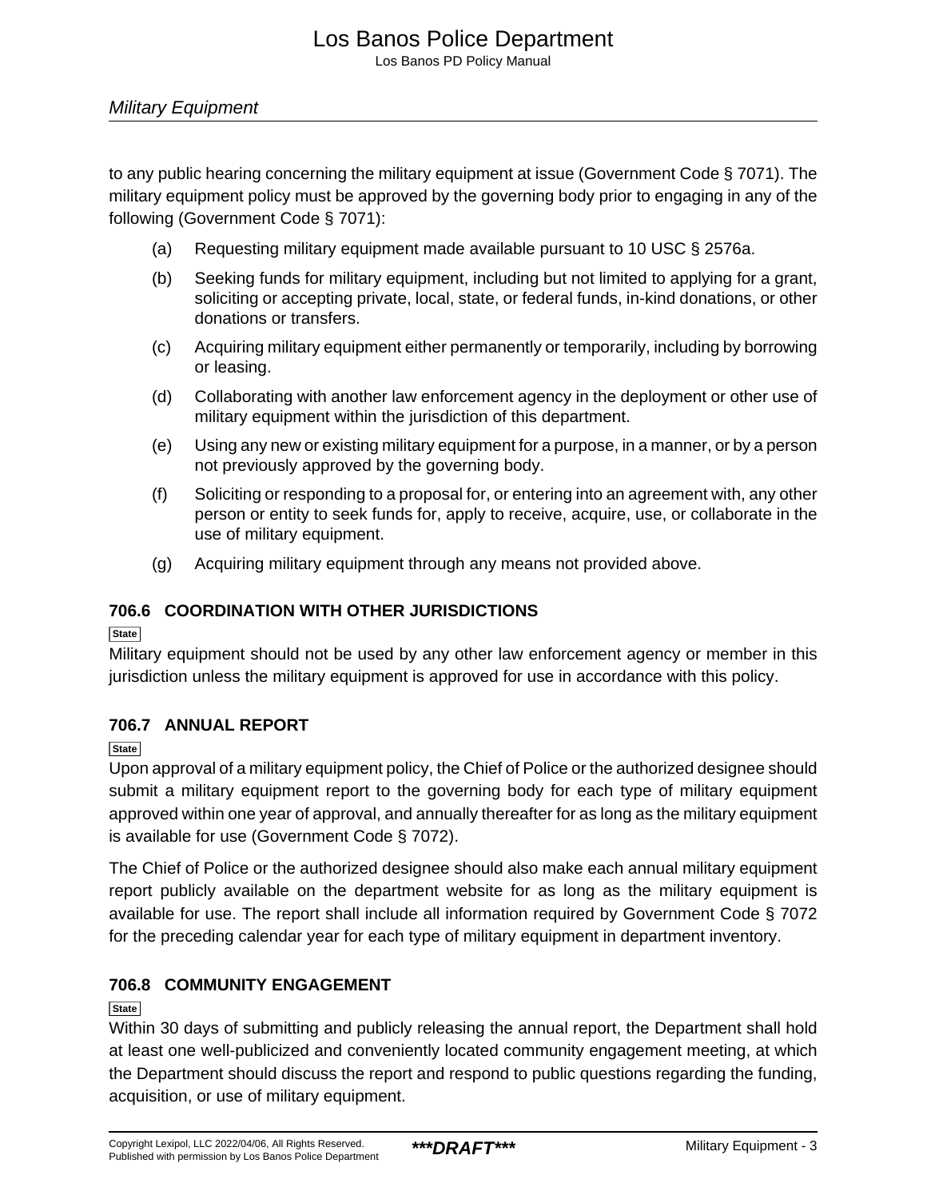to any public hearing concerning the military equipment at issue (Government Code § 7071). The military equipment policy must be approved by the governing body prior to engaging in any of the following (Government Code § 7071):

(a) Requesting military equipment made available pursuant to 10 USC § 2576a.

(b) Seeking funds for military equipment, including but not limited to applying for a grant, soliciting or accepting private, local, state, or federal funds, in-kind donations, or other donations or transfers.

(c) Acquiring military equipment either permanently or temporarily, including by borrowing or leasing.

(d) Collaborating with another law enforcement agency in the deployment or other use of military equipment within the jurisdiction of this department.

(e) Using any new or existing military equipment for a purpose, in a manner, or by a person not previously approved by the governing body.

(f) Soliciting or responding to a proposal for, or entering into an agreement with, any other person or entity to seek funds for, apply to receive, acquire, use, or collaborate in the use of military equipment.

(g) Acquiring military equipment through any means not provided above.

### 706.6 COORDINATION WITH OTHER JURISDICTIONS

State

Military equipment should not be used by any other law enforcement agency or member in this jurisdiction unless the military equipment is approved for use in accordance with this policy.

### 706.7 ANNUAL REPORT

State

Upon approval of a military equipment policy, the Chief of Police or the authorized designee should submit a military equipment report to the governing body for each type of military equipment approved within one year of approval, and annually thereafter for as long as the military equipment is available for use (Government Code § 7072).

The Chief of Police or the authorized designee should also make each annual military equipment report publicly available on the department website for as long as the military equipment is available for use. The report shall include all information required by Government Code § 7072 for the preceding calendar year for each type of military equipment in department inventory.

### 706.8 COMMUNITY ENGAGEMENT

State

Within 30 days of submitting and publicly releasing the annual report, the Department shall hold at least one well-publicized and conveniently located community engagement meeting, at which the Department should discuss the report and respond to public questions regarding the funding, acquisition, or use of military equipment.